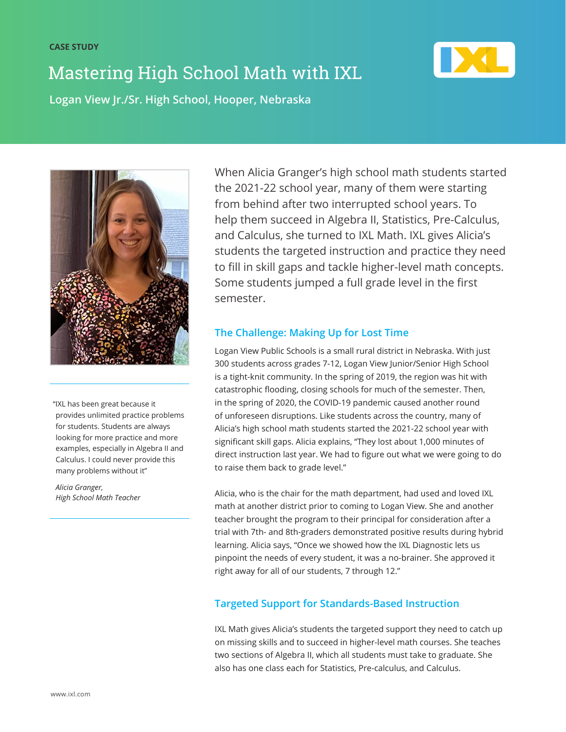CASE STUDY

# Mastering High School Math with IXL

**Logan View Jr./Sr. High School, Hooper, Nebraska**

When Alicia Granger's high school math students started the 2021-22 school year, many of them were starting from behind after two interrupted school years. To help them succeed in Algebra II, Statistics, Pre-Calculus, and Calculus, she turned to IXL Math. IXL gives Alicia's students the targeted instruction and practice they need to fill in skill gaps and tackle higher-level math concepts. Some students jumped a full grade level in the first semester.

"IXL has been great because it provides unlimited practice problems for students. Students are always looking for more practice and more examples, especially in Algebra II and Calculus. I could never provide this many problems without it"

*Alicia Granger,*
*High School Math Teacher*

## The Challenge: Making Up for Lost Time

Logan View Public Schools is a small rural district in Nebraska. With just 300 students across grades 7-12, Logan View Junior/Senior High School is a tight-knit community. In the spring of 2019, the region was hit with catastrophic flooding, closing schools for much of the semester. Then, in the spring of 2020, the COVID-19 pandemic caused another round of unforeseen disruptions. Like students across the country, many of Alicia's high school math students started the 2021-22 school year with significant skill gaps. Alicia explains, "They lost about 1,000 minutes of direct instruction last year. We had to figure out what we were going to do to raise them back to grade level."

Alicia, who is the chair for the math department, had used and loved IXL math at another district prior to coming to Logan View. She and another teacher brought the program to their principal for consideration after a trial with 7th- and 8th-graders demonstrated positive results during hybrid learning. Alicia says, "Once we showed how the IXL Diagnostic lets us pinpoint the needs of every student, it was a no-brainer. She approved it right away for all of our students, 7 through 12."

## Targeted Support for Standards-Based Instruction

IXL Math gives Alicia's students the targeted support they need to catch up on missing skills and to succeed in higher-level math courses. She teaches two sections of Algebra II, which all students must take to graduate. She also has one class each for Statistics, Pre-calculus, and Calculus.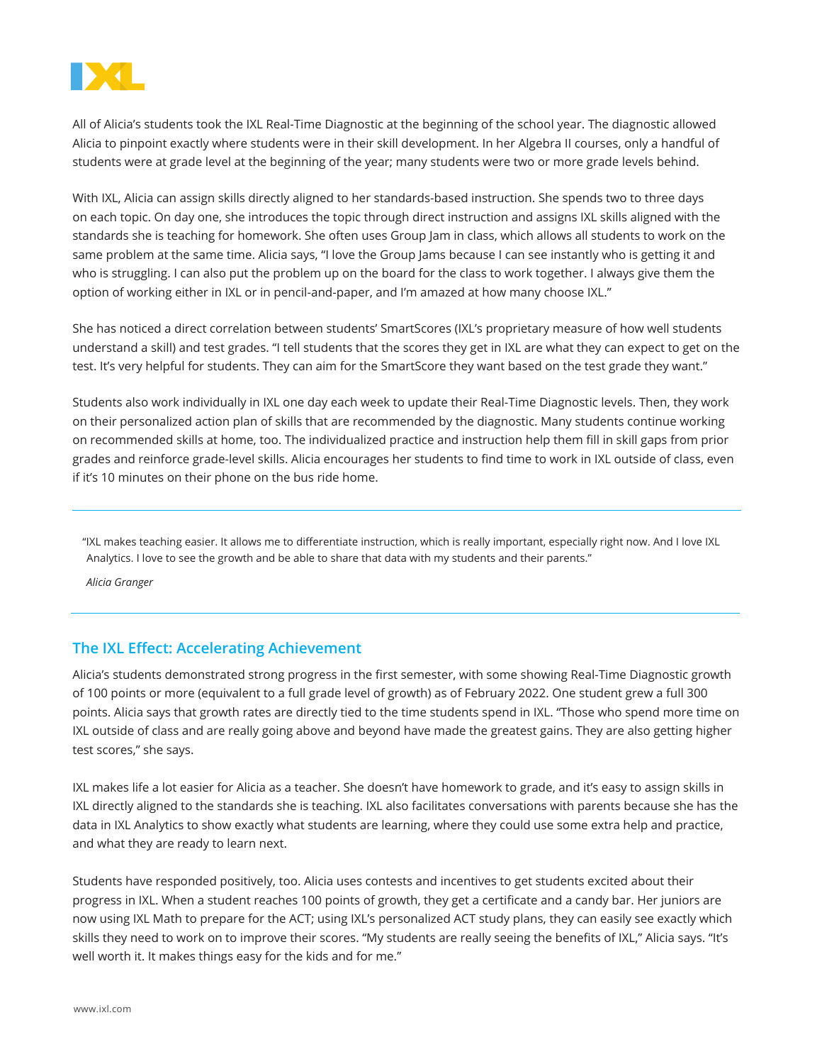All of Alicia's students took the IXL Real-Time Diagnostic at the beginning of the school year. The diagnostic allowed Alicia to pinpoint exactly where students were in their skill development. In her Algebra II courses, only a handful of students were at grade level at the beginning of the year; many students were two or more grade levels behind.

With IXL, Alicia can assign skills directly aligned to her standards-based instruction. She spends two to three days on each topic. On day one, she introduces the topic through direct instruction and assigns IXL skills aligned with the standards she is teaching for homework. She often uses Group Jam in class, which allows all students to work on the same problem at the same time. Alicia says, "I love the Group Jams because I can see instantly who is getting it and who is struggling. I can also put the problem up on the board for the class to work together. I always give them the option of working either in IXL or in pencil-and-paper, and I'm amazed at how many choose IXL."

She has noticed a direct correlation between students' SmartScores (IXL's proprietary measure of how well students understand a skill) and test grades. "I tell students that the scores they get in IXL are what they can expect to get on the test. It's very helpful for students. They can aim for the SmartScore they want based on the test grade they want."

Students also work individually in IXL one day each week to update their Real-Time Diagnostic levels. Then, they work on their personalized action plan of skills that are recommended by the diagnostic. Many students continue working on recommended skills at home, too. The individualized practice and instruction help them fill in skill gaps from prior grades and reinforce grade-level skills. Alicia encourages her students to find time to work in IXL outside of class, even if it's 10 minutes on their phone on the bus ride home.

---

> "IXL makes teaching easier. It allows me to differentiate instruction, which is really important, especially right now. And I love IXL Analytics. I love to see the growth and be able to share that data with my students and their parents."
>
> *Alicia Granger*

---

## The IXL Effect: Accelerating Achievement

Alicia's students demonstrated strong progress in the first semester, with some showing Real-Time Diagnostic growth of 100 points or more (equivalent to a full grade level of growth) as of February 2022. One student grew a full 300 points. Alicia says that growth rates are directly tied to the time students spend in IXL. "Those who spend more time on IXL outside of class and are really going above and beyond have made the greatest gains. They are also getting higher test scores," she says.

IXL makes life a lot easier for Alicia as a teacher. She doesn't have homework to grade, and it's easy to assign skills in IXL directly aligned to the standards she is teaching. IXL also facilitates conversations with parents because she has the data in IXL Analytics to show exactly what students are learning, where they could use some extra help and practice, and what they are ready to learn next.

Students have responded positively, too. Alicia uses contests and incentives to get students excited about their progress in IXL. When a student reaches 100 points of growth, they get a certificate and a candy bar. Her juniors are now using IXL Math to prepare for the ACT; using IXL's personalized ACT study plans, they can easily see exactly which skills they need to work on to improve their scores. "My students are really seeing the benefits of IXL," Alicia says. "It's well worth it. It makes things easy for the kids and for me."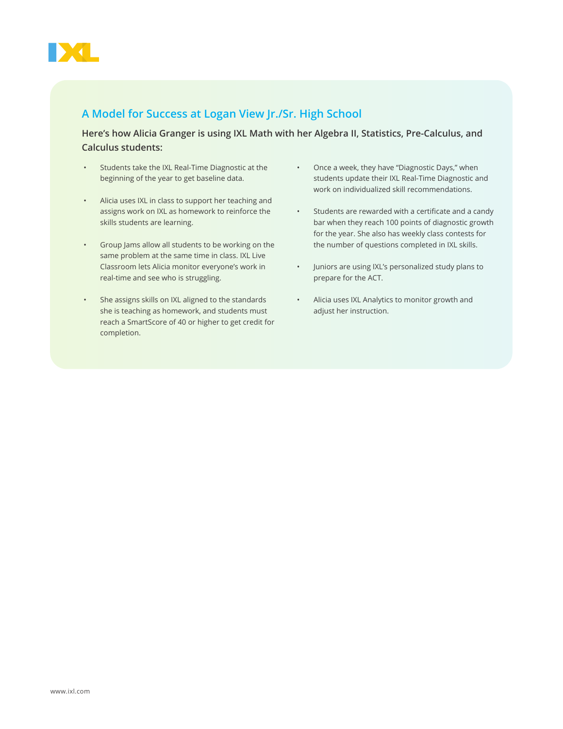## A Model for Success at Logan View Jr./Sr. High School

**Here's how Alicia Granger is using IXL Math with her Algebra II, Statistics, Pre-Calculus, and Calculus students:**

- Students take the IXL Real-Time Diagnostic at the beginning of the year to get baseline data.
- Alicia uses IXL in class to support her teaching and assigns work on IXL as homework to reinforce the skills students are learning.
- Group Jams allow all students to be working on the same problem at the same time in class. IXL Live Classroom lets Alicia monitor everyone's work in real-time and see who is struggling.
- She assigns skills on IXL aligned to the standards she is teaching as homework, and students must reach a SmartScore of 40 or higher to get credit for completion.
- Once a week, they have "Diagnostic Days," when students update their IXL Real-Time Diagnostic and work on individualized skill recommendations.
- Students are rewarded with a certificate and a candy bar when they reach 100 points of diagnostic growth for the year. She also has weekly class contests for the number of questions completed in IXL skills.
- Juniors are using IXL's personalized study plans to prepare for the ACT.
- Alicia uses IXL Analytics to monitor growth and adjust her instruction.